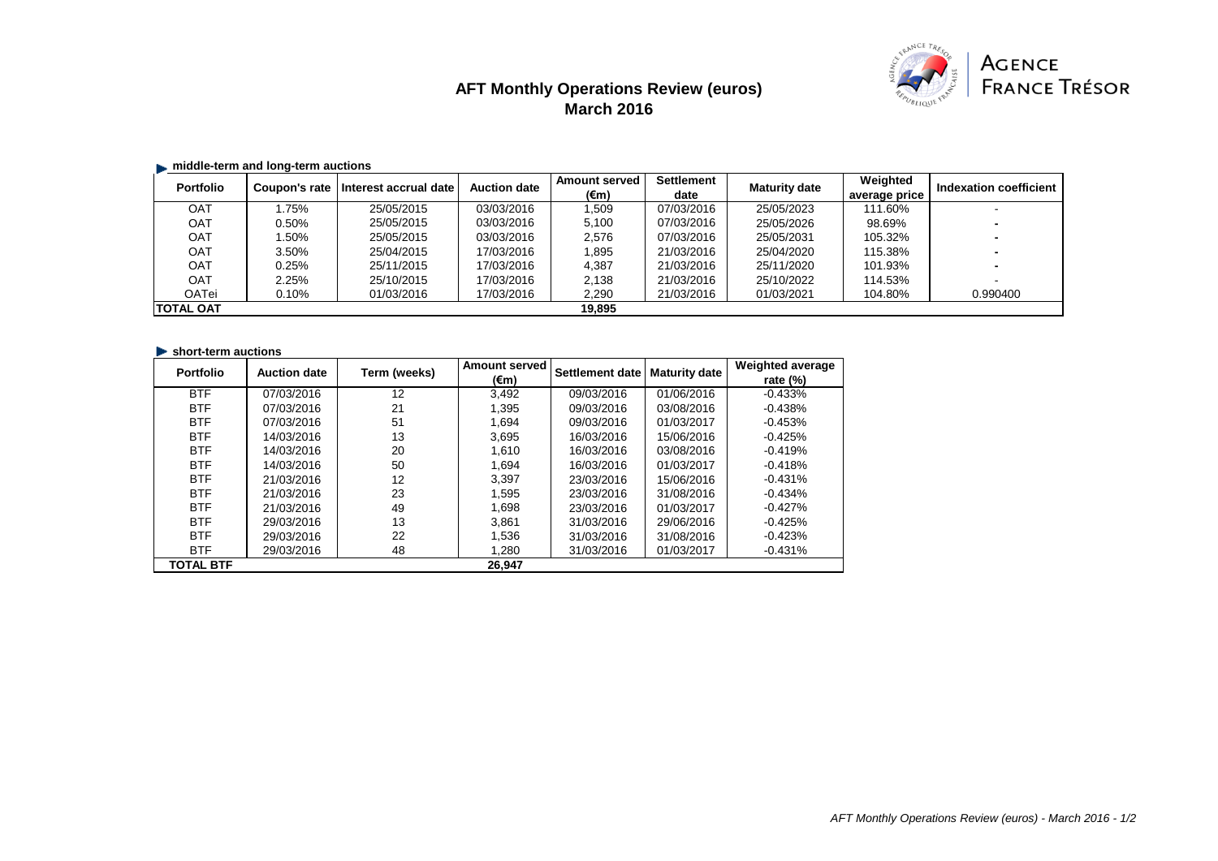# AFT Monthly Operations Review (euros)
## March 2016

AGENCE FRANCE TRÉSOR

### middle-term and long-term auctions

| Portfolio | Coupon's rate | Interest accrual date | Auction date | Amount served (€m) | Settlement date | Maturity date | Weighted average price | Indexation coefficient |
|---|---|---|---|---|---|---|---|---|
| OAT | 1.75% | 25/05/2015 | 03/03/2016 | 1,509 | 07/03/2016 | 25/05/2023 | 111.60% | - |
| OAT | 0.50% | 25/05/2015 | 03/03/2016 | 5,100 | 07/03/2016 | 25/05/2026 | 98.69% | - |
| OAT | 1.50% | 25/05/2015 | 03/03/2016 | 2,576 | 07/03/2016 | 25/05/2031 | 105.32% | - |
| OAT | 3.50% | 25/04/2015 | 17/03/2016 | 1,895 | 21/03/2016 | 25/04/2020 | 115.38% | - |
| OAT | 0.25% | 25/11/2015 | 17/03/2016 | 4,387 | 21/03/2016 | 25/11/2020 | 101.93% | - |
| OAT | 2.25% | 25/10/2015 | 17/03/2016 | 2,138 | 21/03/2016 | 25/10/2022 | 114.53% | - |
| OATei | 0.10% | 01/03/2016 | 17/03/2016 | 2,290 | 21/03/2016 | 01/03/2021 | 104.80% | 0.990400 |
| **TOTAL OAT** | | | | **19,895** | | | | |

### short-term auctions

| Portfolio | Auction date | Term (weeks) | Amount served (€m) | Settlement date | Maturity date | Weighted average rate (%) |
|---|---|---|---|---|---|---|
| BTF | 07/03/2016 | 12 | 3,492 | 09/03/2016 | 01/06/2016 | -0.433% |
| BTF | 07/03/2016 | 21 | 1,395 | 09/03/2016 | 03/08/2016 | -0.438% |
| BTF | 07/03/2016 | 51 | 1,694 | 09/03/2016 | 01/03/2017 | -0.453% |
| BTF | 14/03/2016 | 13 | 3,695 | 16/03/2016 | 15/06/2016 | -0.425% |
| BTF | 14/03/2016 | 20 | 1,610 | 16/03/2016 | 03/08/2016 | -0.419% |
| BTF | 14/03/2016 | 50 | 1,694 | 16/03/2016 | 01/03/2017 | -0.418% |
| BTF | 21/03/2016 | 12 | 3,397 | 23/03/2016 | 15/06/2016 | -0.431% |
| BTF | 21/03/2016 | 23 | 1,595 | 23/03/2016 | 31/08/2016 | -0.434% |
| BTF | 21/03/2016 | 49 | 1,698 | 23/03/2016 | 01/03/2017 | -0.427% |
| BTF | 29/03/2016 | 13 | 3,861 | 31/03/2016 | 29/06/2016 | -0.425% |
| BTF | 29/03/2016 | 22 | 1,536 | 31/03/2016 | 31/08/2016 | -0.423% |
| BTF | 29/03/2016 | 48 | 1,280 | 31/03/2016 | 01/03/2017 | -0.431% |
| **TOTAL BTF** | | | **26,947** | | | |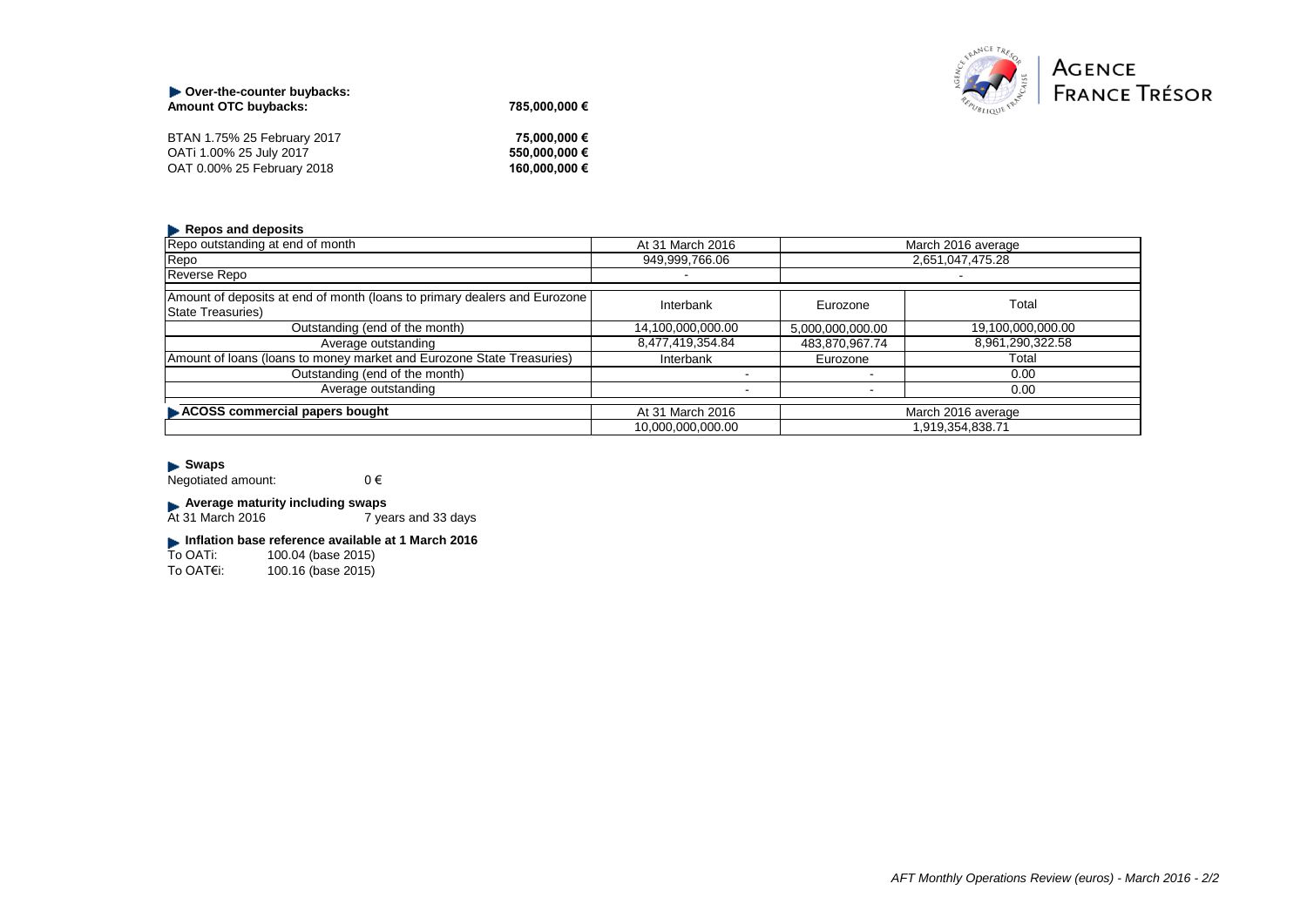**Over-the-counter buybacks:**

**Amount OTC buybacks: 785,000,000 €**

| | |
|---|---|
| BTAN 1.75% 25 February 2017 | **75,000,000 €** |
| OATi 1.00% 25 July 2017 | **550,000,000 €** |
| OAT 0.00% 25 February 2018 | **160,000,000 €** |

**Repos and deposits**

| Repo outstanding at end of month | At 31 March 2016 | March 2016 average | |
|---|---|---|---|
| Repo | 949,999,766.06 | 2,651,047,475.28 | |
| Reverse Repo | - | - | |
| Amount of deposits at end of month (loans to primary dealers and Eurozone State Treasuries) | Interbank | Eurozone | Total |
| Outstanding (end of the month) | 14,100,000,000.00 | 5,000,000,000.00 | 19,100,000,000.00 |
| Average outstanding | 8,477,419,354.84 | 483,870,967.74 | 8,961,290,322.58 |
| Amount of loans (loans to money market and Eurozone State Treasuries) | Interbank | Eurozone | Total |
| Outstanding (end of the month) | - | - | 0.00 |
| Average outstanding | - | - | 0.00 |
| **ACOSS commercial papers bought** | At 31 March 2016 | March 2016 average | |
| | 10,000,000,000.00 | 1,919,354,838.71 | |

**Swaps**

Negotiated amount: 0 €

**Average maturity including swaps**

At 31 March 2016 7 years and 33 days

**Inflation base reference available at 1 March 2016**

To OATi: 100.04 (base 2015)

To OAT€i: 100.16 (base 2015)